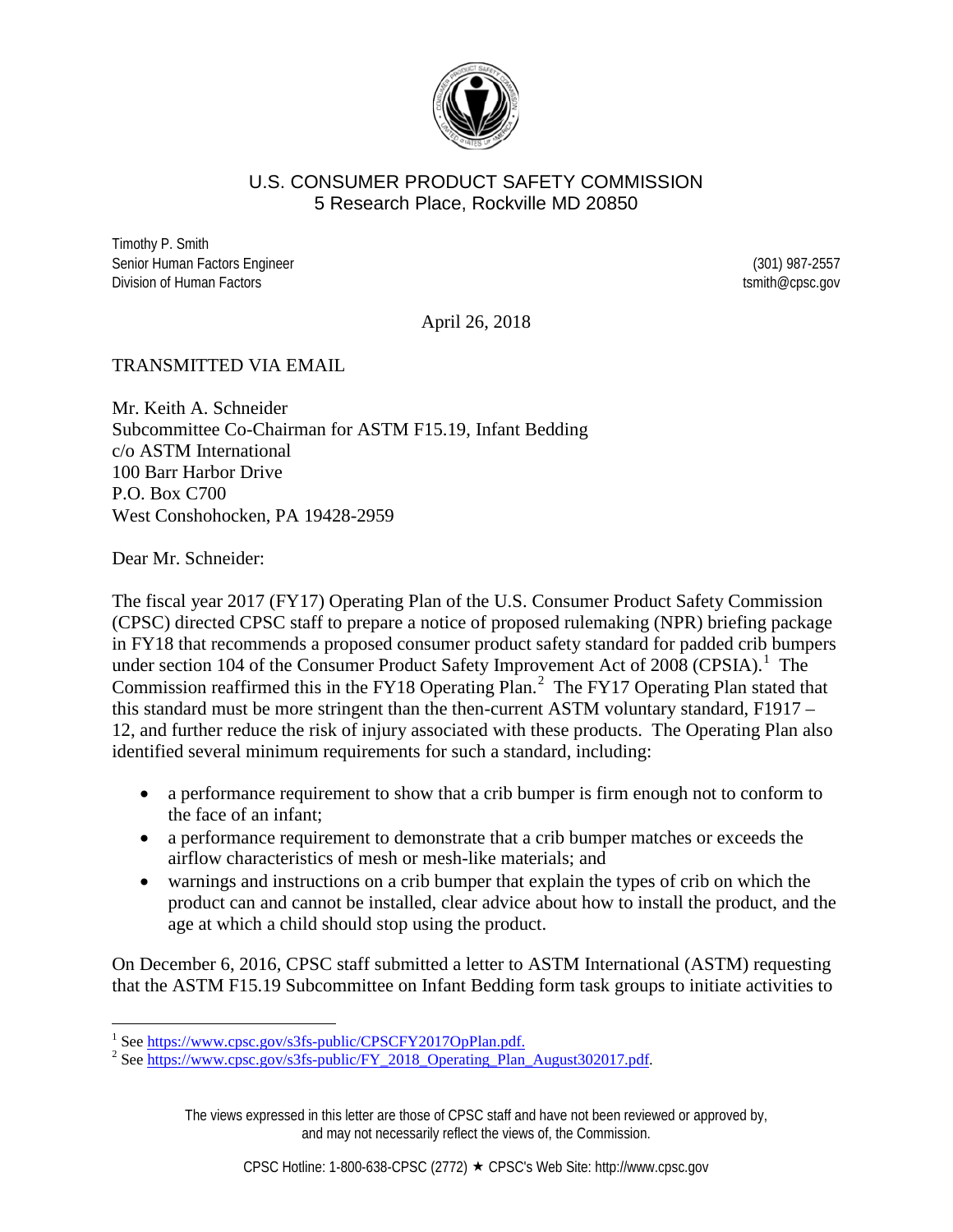U.S. CONSUMER PRODUCT SAFETY COMMISSION
5 Research Place, Rockville MD 20850

Timothy P. Smith
Senior Human Factors Engineer (301) 987-2557
Division of Human Factors tsmith@cpsc.gov

April 26, 2018

TRANSMITTED VIA EMAIL

Mr. Keith A. Schneider
Subcommittee Co-Chairman for ASTM F15.19, Infant Bedding
c/o ASTM International
100 Barr Harbor Drive
P.O. Box C700
West Conshohocken, PA 19428-2959

Dear Mr. Schneider:

The fiscal year 2017 (FY17) Operating Plan of the U.S. Consumer Product Safety Commission (CPSC) directed CPSC staff to prepare a notice of proposed rulemaking (NPR) briefing package in FY18 that recommends a proposed consumer product safety standard for padded crib bumpers under section 104 of the Consumer Product Safety Improvement Act of 2008 (CPSIA).[1] The Commission reaffirmed this in the FY18 Operating Plan.[2] The FY17 Operating Plan stated that this standard must be more stringent than the then-current ASTM voluntary standard, F1917 – 12, and further reduce the risk of injury associated with these products. The Operating Plan also identified several minimum requirements for such a standard, including:

- a performance requirement to show that a crib bumper is firm enough not to conform to the face of an infant;
- a performance requirement to demonstrate that a crib bumper matches or exceeds the airflow characteristics of mesh or mesh-like materials; and
- warnings and instructions on a crib bumper that explain the types of crib on which the product can and cannot be installed, clear advice about how to install the product, and the age at which a child should stop using the product.

On December 6, 2016, CPSC staff submitted a letter to ASTM International (ASTM) requesting that the ASTM F15.19 Subcommittee on Infant Bedding form task groups to initiate activities to

[1] See https://www.cpsc.gov/s3fs-public/CPSCFY2017OpPlan.pdf.
[2] See https://www.cpsc.gov/s3fs-public/FY_2018_Operating_Plan_August302017.pdf.

The views expressed in this letter are those of CPSC staff and have not been reviewed or approved by, and may not necessarily reflect the views of, the Commission.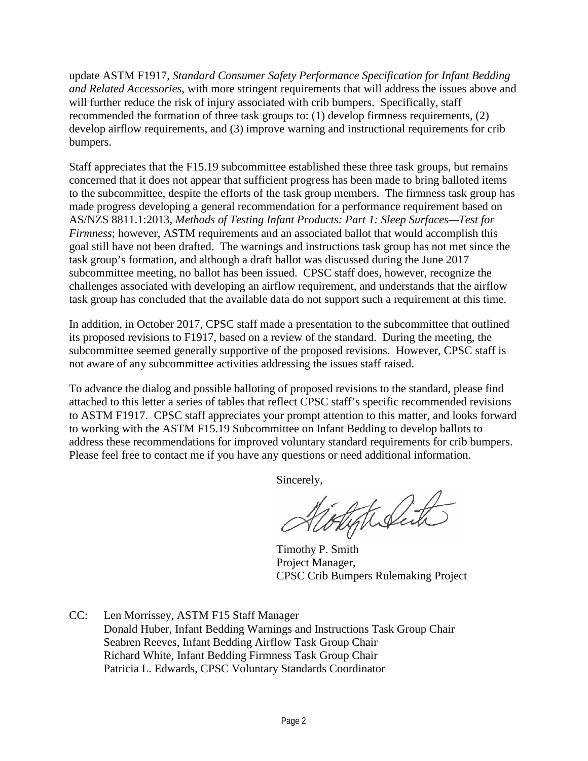update ASTM F1917, *Standard Consumer Safety Performance Specification for Infant Bedding and Related Accessories*, with more stringent requirements that will address the issues above and will further reduce the risk of injury associated with crib bumpers. Specifically, staff recommended the formation of three task groups to: (1) develop firmness requirements, (2) develop airflow requirements, and (3) improve warning and instructional requirements for crib bumpers.

Staff appreciates that the F15.19 subcommittee established these three task groups, but remains concerned that it does not appear that sufficient progress has been made to bring balloted items to the subcommittee, despite the efforts of the task group members. The firmness task group has made progress developing a general recommendation for a performance requirement based on AS/NZS 8811.1:2013, *Methods of Testing Infant Products: Part 1: Sleep Surfaces—Test for Firmness*; however, ASTM requirements and an associated ballot that would accomplish this goal still have not been drafted. The warnings and instructions task group has not met since the task group's formation, and although a draft ballot was discussed during the June 2017 subcommittee meeting, no ballot has been issued. CPSC staff does, however, recognize the challenges associated with developing an airflow requirement, and understands that the airflow task group has concluded that the available data do not support such a requirement at this time.

In addition, in October 2017, CPSC staff made a presentation to the subcommittee that outlined its proposed revisions to F1917, based on a review of the standard. During the meeting, the subcommittee seemed generally supportive of the proposed revisions. However, CPSC staff is not aware of any subcommittee activities addressing the issues staff raised.

To advance the dialog and possible balloting of proposed revisions to the standard, please find attached to this letter a series of tables that reflect CPSC staff's specific recommended revisions to ASTM F1917. CPSC staff appreciates your prompt attention to this matter, and looks forward to working with the ASTM F15.19 Subcommittee on Infant Bedding to develop ballots to address these recommendations for improved voluntary standard requirements for crib bumpers. Please feel free to contact me if you have any questions or need additional information.

Sincerely,

Timothy P. Smith
Project Manager,
CPSC Crib Bumpers Rulemaking Project

CC: Len Morrissey, ASTM F15 Staff Manager
Donald Huber, Infant Bedding Warnings and Instructions Task Group Chair
Seabren Reeves, Infant Bedding Airflow Task Group Chair
Richard White, Infant Bedding Firmness Task Group Chair
Patricia L. Edwards, CPSC Voluntary Standards Coordinator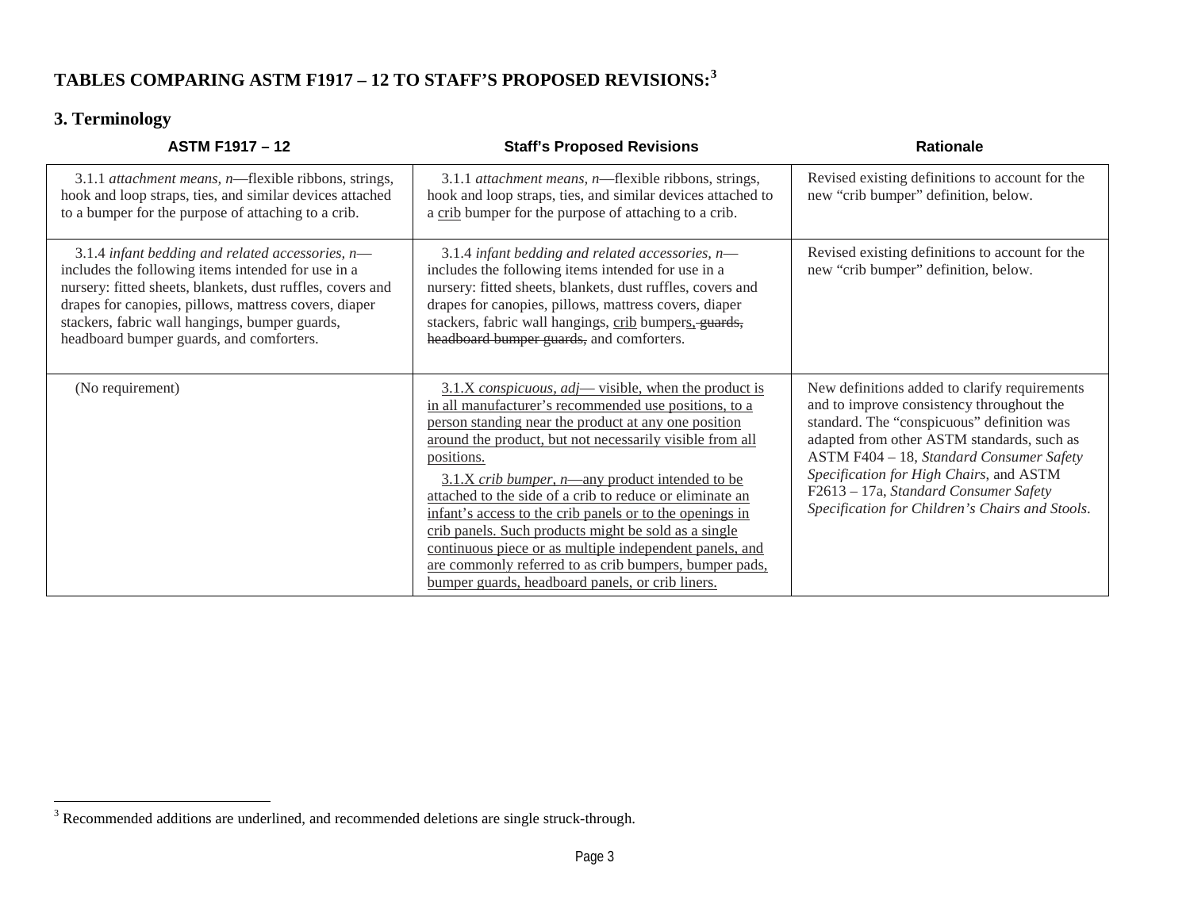## TABLES COMPARING ASTM F1917 – 12 TO STAFF'S PROPOSED REVISIONS:[3]

### 3. Terminology

| ASTM F1917 – 12 | Staff's Proposed Revisions | Rationale |
|---|---|---|
| 3.1.1 *attachment means*, *n*—flexible ribbons, strings, hook and loop straps, ties, and similar devices attached to a bumper for the purpose of attaching to a crib. | 3.1.1 *attachment means*, *n*—flexible ribbons, strings, hook and loop straps, ties, and similar devices attached to a <u>crib</u> bumper for the purpose of attaching to a crib. | Revised existing definitions to account for the new "crib bumper" definition, below. |
| 3.1.4 *infant bedding and related accessories, n*—includes the following items intended for use in a nursery: fitted sheets, blankets, dust ruffles, covers and drapes for canopies, pillows, mattress covers, diaper stackers, fabric wall hangings, bumper guards, headboard bumper guards, and comforters. | 3.1.4 *infant bedding and related accessories, n*—includes the following items intended for use in a nursery: fitted sheets, blankets, dust ruffles, covers and drapes for canopies, pillows, mattress covers, diaper stackers, fabric wall hangings, <u>crib</u> bumper<u>s,</u> ~~guards, headboard bumper guards,~~ and comforters. | Revised existing definitions to account for the new "crib bumper" definition, below. |
| (No requirement) | <u>3.1.X *conspicuous, adj*— visible, when the product is in all manufacturer's recommended use positions, to a person standing near the product at any one position around the product, but not necessarily visible from all positions.</u><br><br><u>3.1.X *crib bumper, n*—any product intended to be attached to the side of a crib to reduce or eliminate an infant's access to the crib panels or to the openings in crib panels. Such products might be sold as a single continuous piece or as multiple independent panels, and are commonly referred to as crib bumpers, bumper pads, bumper guards, headboard panels, or crib liners.</u> | New definitions added to clarify requirements and to improve consistency throughout the standard. The "conspicuous" definition was adapted from other ASTM standards, such as ASTM F404 – 18, *Standard Consumer Safety Specification for High Chairs*, and ASTM F2613 – 17a, *Standard Consumer Safety Specification for Children's Chairs and Stools*. |

[3] Recommended additions are underlined, and recommended deletions are single struck-through.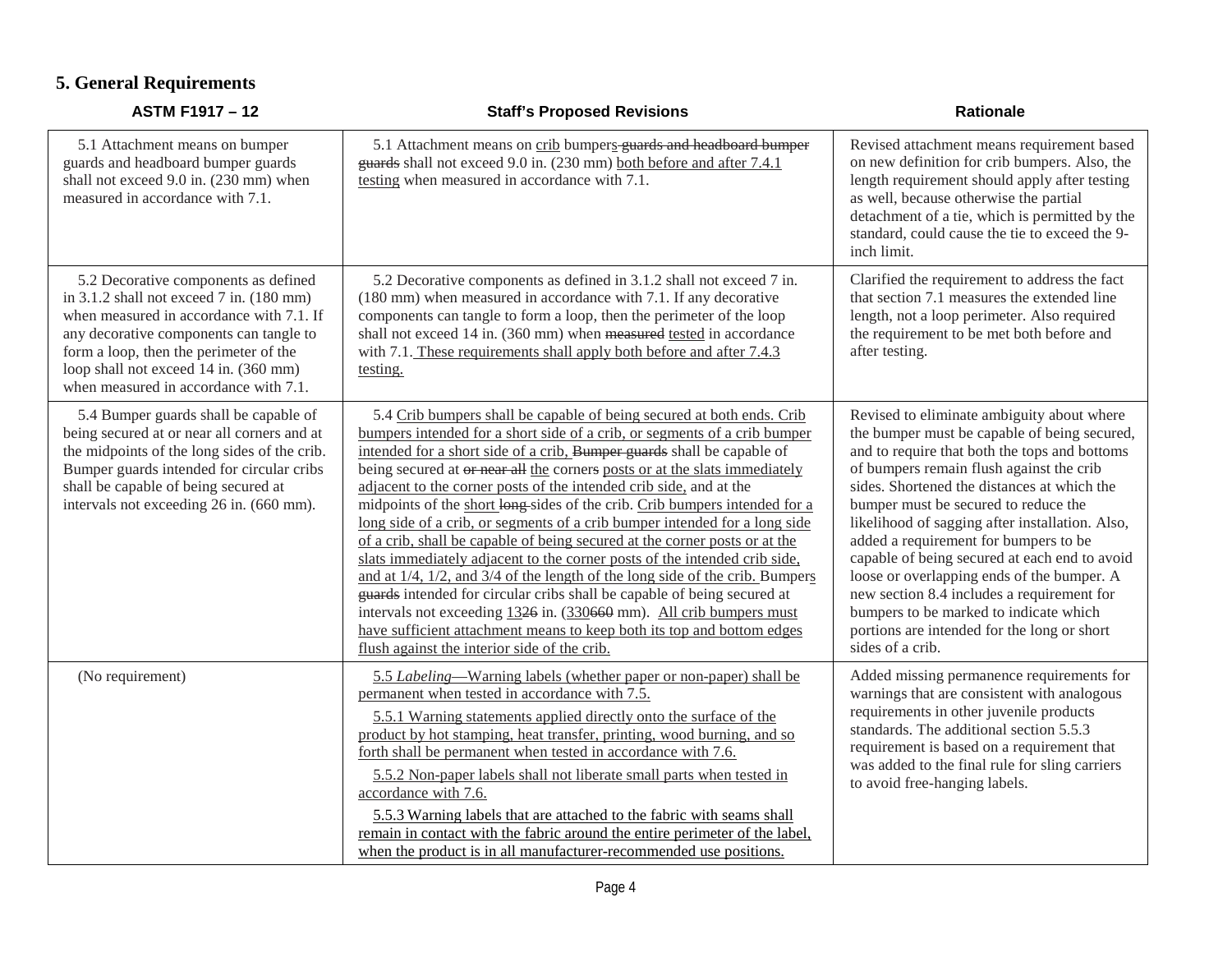## 5. General Requirements

| ASTM F1917 – 12 | Staff's Proposed Revisions | Rationale |
|---|---|---|
| 5.1 Attachment means on bumper guards and headboard bumper guards shall not exceed 9.0 in. (230 mm) when measured in accordance with 7.1. | 5.1 Attachment means on <u>crib</u> bumper<u>s</u> ~~guards and headboard bumper guards~~ shall not exceed 9.0 in. (230 mm) <u>both before and after 7.4.1 testing</u> when measured in accordance with 7.1. | Revised attachment means requirement based on new definition for crib bumpers. Also, the length requirement should apply after testing as well, because otherwise the partial detachment of a tie, which is permitted by the standard, could cause the tie to exceed the 9-inch limit. |
| 5.2 Decorative components as defined in 3.1.2 shall not exceed 7 in. (180 mm) when measured in accordance with 7.1. If any decorative components can tangle to form a loop, then the perimeter of the loop shall not exceed 14 in. (360 mm) when measured in accordance with 7.1. | 5.2 Decorative components as defined in 3.1.2 shall not exceed 7 in. (180 mm) when measured in accordance with 7.1. If any decorative components can tangle to form a loop, then the perimeter of the loop shall not exceed 14 in. (360 mm) when ~~measured~~ <u>tested</u> in accordance with 7.1<u>. These requirements shall apply both before and after 7.4.3 testing.</u> | Clarified the requirement to address the fact that section 7.1 measures the extended line length, not a loop perimeter. Also required the requirement to be met both before and after testing. |
| 5.4 Bumper guards shall be capable of being secured at or near all corners and at the midpoints of the long sides of the crib. Bumper guards intended for circular cribs shall be capable of being secured at intervals not exceeding 26 in. (660 mm). | 5.4 <u>Crib bumpers shall be capable of being secured at both ends. Crib bumpers intended for a short side of a crib, or segments of a crib bumper intended for a short side of a crib,</u> ~~Bumper guards~~ shall be capable of being secured at ~~or near all~~ <u>the</u> corner~~s~~ <u>posts or at the slats immediately adjacent to the corner posts of the intended crib side,</u> and at the midpoints of the <u>short</u> ~~long~~ sides of the crib. <u>Crib bumpers intended for a long side of a crib, or segments of a crib bumper intended for a long side of a crib, shall be capable of being secured at the corner posts or at the slats immediately adjacent to the corner posts of the intended crib side, and at 1/4, 1/2, and 3/4 of the length of the long side of the crib.</u> Bumper<u>s</u> ~~guards~~ intended for circular cribs shall be capable of being secured at intervals not exceeding <u>13</u>~~26~~ in. (<u>330</u>~~660~~ mm). <u>All crib bumpers must have sufficient attachment means to keep both its top and bottom edges flush against the interior side of the crib.</u> | Revised to eliminate ambiguity about where the bumper must be capable of being secured, and to require that both the tops and bottoms of bumpers remain flush against the crib sides. Shortened the distances at which the bumper must be secured to reduce the likelihood of sagging after installation. Also, added a requirement for bumpers to be capable of being secured at each end to avoid loose or overlapping ends of the bumper. A new section 8.4 includes a requirement for bumpers to be marked to indicate which portions are intended for the long or short sides of a crib. |
| (No requirement) | <u>5.5 *Labeling*—Warning labels (whether paper or non-paper) shall be permanent when tested in accordance with 7.5.</u><br><u>5.5.1 Warning statements applied directly onto the surface of the product by hot stamping, heat transfer, printing, wood burning, and so forth shall be permanent when tested in accordance with 7.6.</u><br><u>5.5.2 Non-paper labels shall not liberate small parts when tested in accordance with 7.6.</u><br><u>5.5.3 Warning labels that are attached to the fabric with seams shall remain in contact with the fabric around the entire perimeter of the label, when the product is in all manufacturer-recommended use positions.</u> | Added missing permanence requirements for warnings that are consistent with analogous requirements in other juvenile products standards. The additional section 5.5.3 requirement is based on a requirement that was added to the final rule for sling carriers to avoid free-hanging labels. |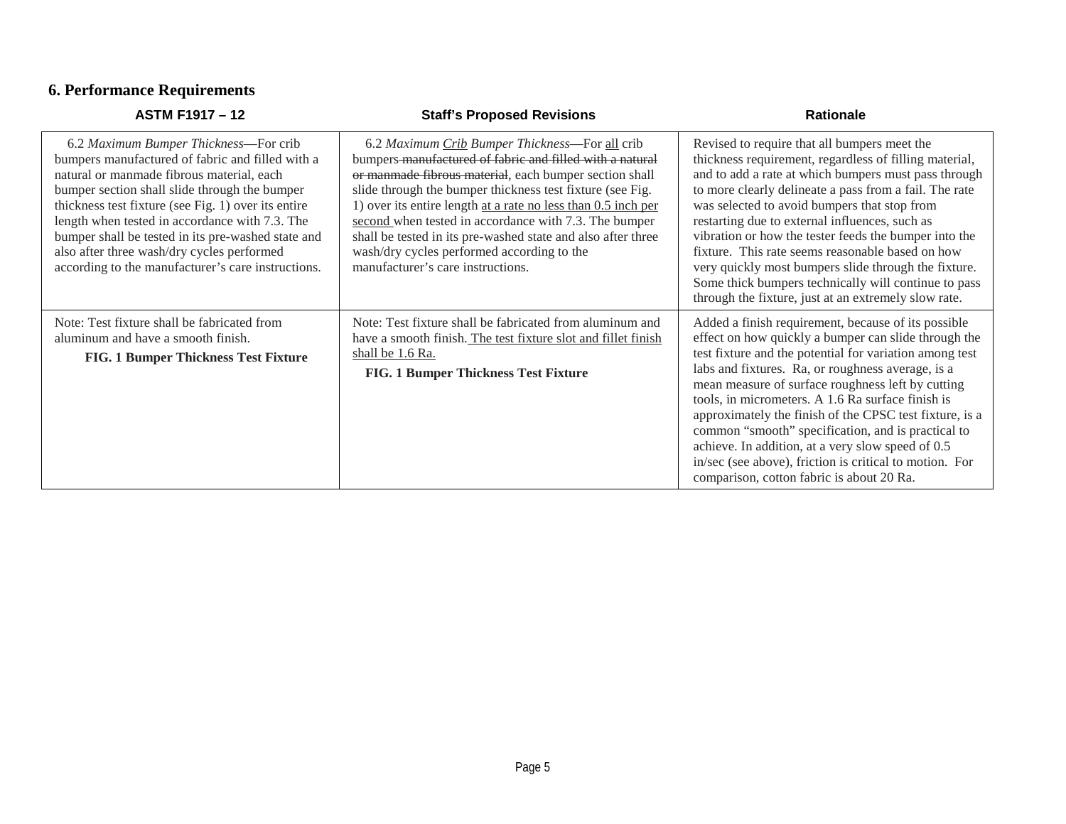## 6. Performance Requirements

| ASTM F1917 – 12 | Staff's Proposed Revisions | Rationale |
|---|---|---|
| 6.2 *Maximum Bumper Thickness*—For crib bumpers manufactured of fabric and filled with a natural or manmade fibrous material, each bumper section shall slide through the bumper thickness test fixture (see Fig. 1) over its entire length when tested in accordance with 7.3. The bumper shall be tested in its pre-washed state and also after three wash/dry cycles performed according to the manufacturer's care instructions. | 6.2 *Maximum <u>Crib</u> Bumper Thickness*—For <u>all</u> crib bumpers ~~manufactured of fabric and filled with a natural or manmade fibrous material~~, each bumper section shall slide through the bumper thickness test fixture (see Fig. 1) over its entire length <u>at a rate no less than 0.5 inch per second</u> when tested in accordance with 7.3. The bumper shall be tested in its pre-washed state and also after three wash/dry cycles performed according to the manufacturer's care instructions. | Revised to require that all bumpers meet the thickness requirement, regardless of filling material, and to add a rate at which bumpers must pass through to more clearly delineate a pass from a fail. The rate was selected to avoid bumpers that stop from restarting due to external influences, such as vibration or how the tester feeds the bumper into the fixture. This rate seems reasonable based on how very quickly most bumpers slide through the fixture. Some thick bumpers technically will continue to pass through the fixture, just at an extremely slow rate. |
| Note: Test fixture shall be fabricated from aluminum and have a smooth finish.<br>**FIG. 1 Bumper Thickness Test Fixture** | Note: Test fixture shall be fabricated from aluminum and have a smooth finish. <u>The test fixture slot and fillet finish shall be 1.6 Ra.</u><br>**FIG. 1 Bumper Thickness Test Fixture** | Added a finish requirement, because of its possible effect on how quickly a bumper can slide through the test fixture and the potential for variation among test labs and fixtures. Ra, or roughness average, is a mean measure of surface roughness left by cutting tools, in micrometers. A 1.6 Ra surface finish is approximately the finish of the CPSC test fixture, is a common "smooth" specification, and is practical to achieve. In addition, at a very slow speed of 0.5 in/sec (see above), friction is critical to motion. For comparison, cotton fabric is about 20 Ra. |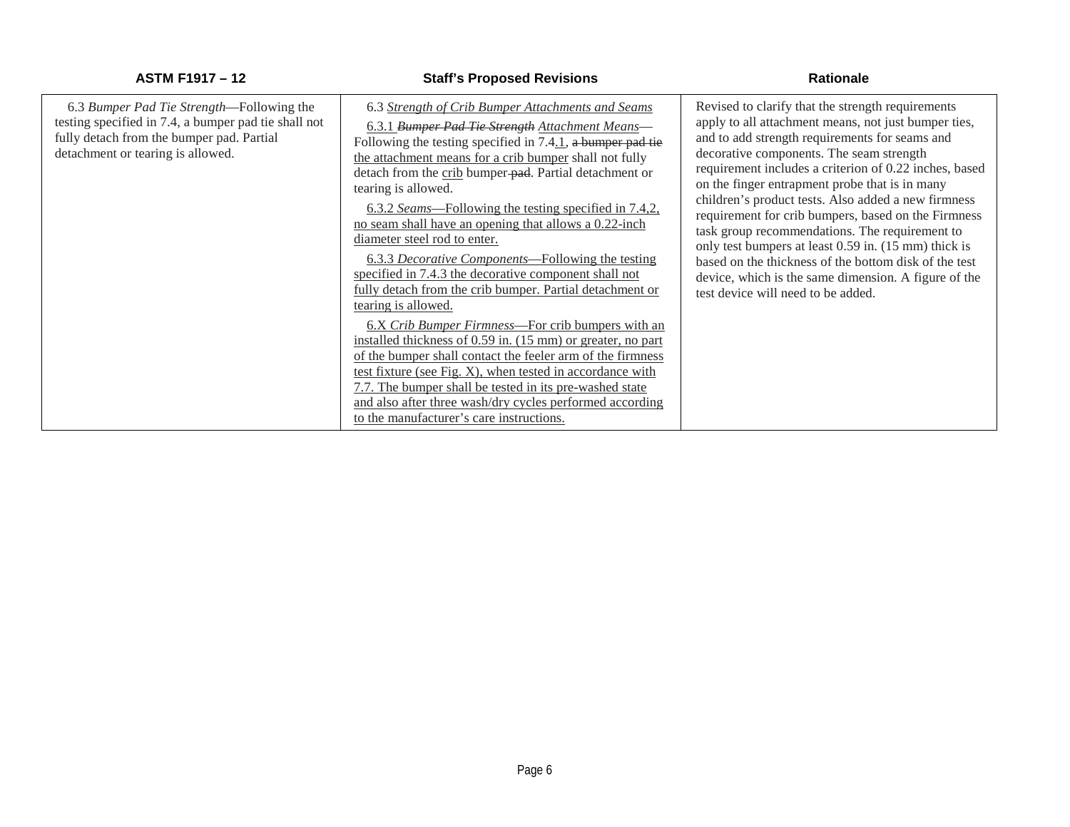| ASTM F1917 – 12 | Staff's Proposed Revisions | Rationale |
|---|---|---|
| 6.3 *Bumper Pad Tie Strength*—Following the testing specified in 7.4, a bumper pad tie shall not fully detach from the bumper pad. Partial detachment or tearing is allowed. | 6.3 *Strength of Crib Bumper Attachments and Seams*<br><br>6.3.1 ~~*Bumper Pad Tie Strength*~~ *Attachment Means*—Following the testing specified in 7.4.1, ~~a bumper pad tie~~ the attachment means for a crib bumper shall not fully detach from the crib bumper ~~pad~~. Partial detachment or tearing is allowed.<br><br>6.3.2 *Seams*—Following the testing specified in 7.4,2, no seam shall have an opening that allows a 0.22-inch diameter steel rod to enter.<br><br>6.3.3 *Decorative Components*—Following the testing specified in 7.4.3 the decorative component shall not fully detach from the crib bumper. Partial detachment or tearing is allowed.<br><br>6.X *Crib Bumper Firmness*—For crib bumpers with an installed thickness of 0.59 in. (15 mm) or greater, no part of the bumper shall contact the feeler arm of the firmness test fixture (see Fig. X), when tested in accordance with 7.7. The bumper shall be tested in its pre-washed state and also after three wash/dry cycles performed according to the manufacturer's care instructions. | Revised to clarify that the strength requirements apply to all attachment means, not just bumper ties, and to add strength requirements for seams and decorative components. The seam strength requirement includes a criterion of 0.22 inches, based on the finger entrapment probe that is in many children's product tests. Also added a new firmness requirement for crib bumpers, based on the Firmness task group recommendations. The requirement to only test bumpers at least 0.59 in. (15 mm) thick is based on the thickness of the bottom disk of the test device, which is the same dimension. A figure of the test device will need to be added. |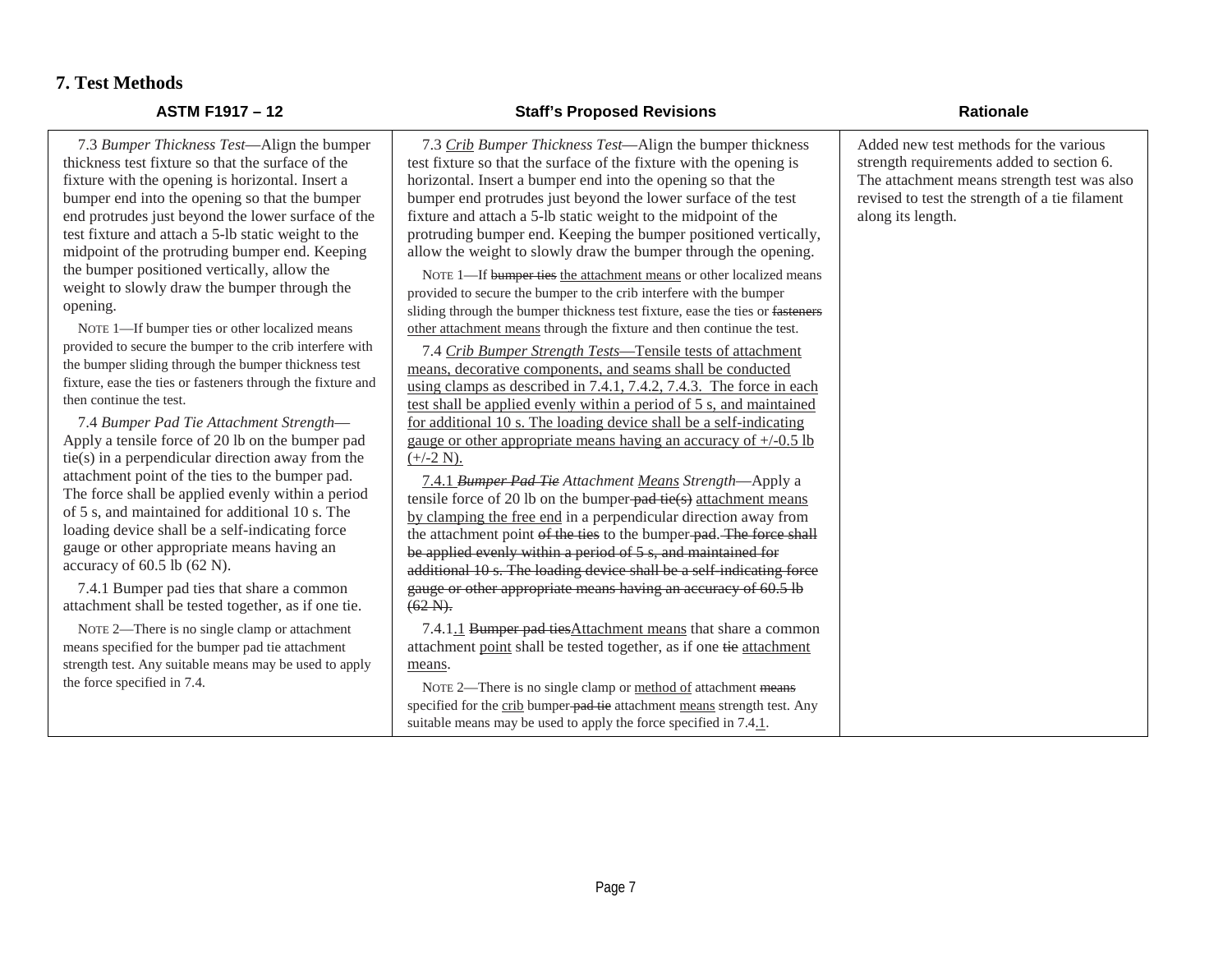## 7. Test Methods

| ASTM F1917 – 12 | Staff's Proposed Revisions | Rationale |
|---|---|---|
| 7.3 *Bumper Thickness Test*—Align the bumper thickness test fixture so that the surface of the fixture with the opening is horizontal. Insert a bumper end into the opening so that the bumper end protrudes just beyond the lower surface of the test fixture and attach a 5-lb static weight to the midpoint of the protruding bumper end. Keeping the bumper positioned vertically, allow the weight to slowly draw the bumper through the opening.<br><br>NOTE 1—If bumper ties or other localized means provided to secure the bumper to the crib interfere with the bumper sliding through the bumper thickness test fixture, ease the ties or fasteners through the fixture and then continue the test.<br><br>7.4 *Bumper Pad Tie Attachment Strength*—Apply a tensile force of 20 lb on the bumper pad tie(s) in a perpendicular direction away from the attachment point of the ties to the bumper pad. The force shall be applied evenly within a period of 5 s, and maintained for additional 10 s. The loading device shall be a self-indicating force gauge or other appropriate means having an accuracy of 60.5 lb (62 N).<br><br>7.4.1 Bumper pad ties that share a common attachment shall be tested together, as if one tie.<br><br>NOTE 2—There is no single clamp or attachment means specified for the bumper pad tie attachment strength test. Any suitable means may be used to apply the force specified in 7.4. | 7.3 *<u>Crib</u> Bumper Thickness Test*—Align the bumper thickness test fixture so that the surface of the fixture with the opening is horizontal. Insert a bumper end into the opening so that the bumper end protrudes just beyond the lower surface of the test fixture and attach a 5-lb static weight to the midpoint of the protruding bumper end. Keeping the bumper positioned vertically, allow the weight to slowly draw the bumper through the opening.<br><br>NOTE 1—If ~~bumper ties~~ <u>the attachment means</u> or other localized means provided to secure the bumper to the crib interfere with the bumper sliding through the bumper thickness test fixture, ease the ties or ~~fasteners~~ <u>other attachment means</u> through the fixture and then continue the test.<br><br><u>7.4 *Crib Bumper Strength Tests*—Tensile tests of attachment means, decorative components, and seams shall be conducted using clamps as described in 7.4.1, 7.4.2, 7.4.3. The force in each test shall be applied evenly within a period of 5 s, and maintained for additional 10 s. The loading device shall be a self-indicating gauge or other appropriate means having an accuracy of +/-0.5 lb (+/-2 N).</u><br><br><u>7.4.1</u> *~~Bumper Pad Tie~~ Attachment <u>Means</u> Strength*—Apply a tensile force of 20 lb on the bumper ~~pad tie(s)~~ <u>attachment means by clamping the free end</u> in a perpendicular direction away from the attachment point ~~of the ties~~ to the bumper ~~pad~~. ~~The force shall be applied evenly within a period of 5 s, and maintained for additional 10 s. The loading device shall be a self-indicating force gauge or other appropriate means having an accuracy of 60.5 lb (62 N).~~<br><br>7.4.1<u>.1</u> ~~Bumper pad ties~~<u>Attachment means</u> that share a common attachment <u>point</u> shall be tested together, as if one ~~tie~~ <u>attachment means</u>.<br><br>NOTE 2—There is no single clamp or <u>method of</u> attachment ~~means~~ specified for the <u>crib</u> bumper ~~pad tie~~ attachment <u>means</u> strength test. Any suitable means may be used to apply the force specified in 7.4<u>.1</u>. | Added new test methods for the various strength requirements added to section 6. The attachment means strength test was also revised to test the strength of a tie filament along its length. |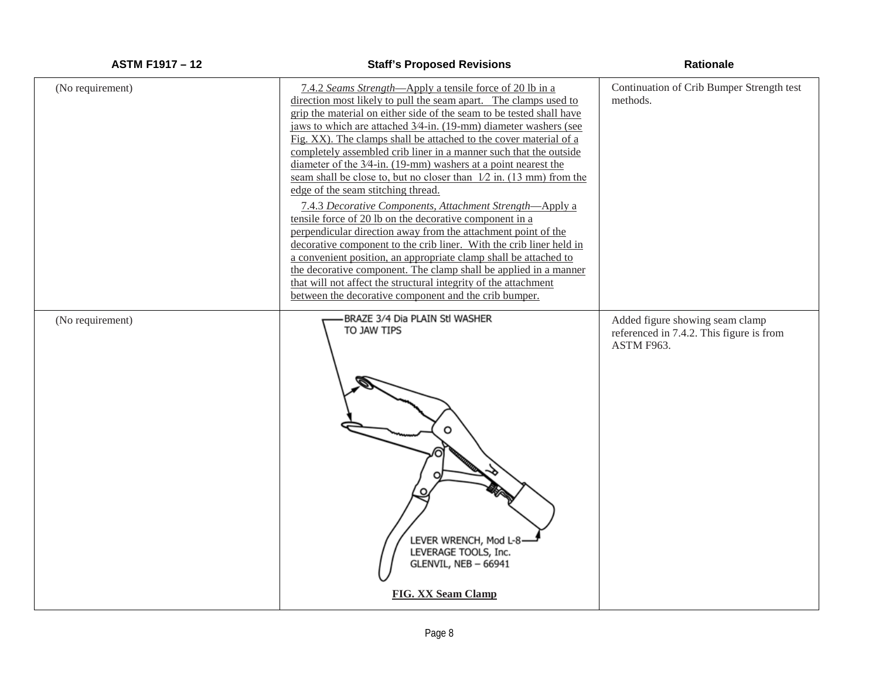| ASTM F1917 – 12 | Staff's Proposed Revisions | Rationale |
|---|---|---|
| (No requirement) | 7.4.2 *Seams Strength*—Apply a tensile force of 20 lb in a direction most likely to pull the seam apart. The clamps used to grip the material on either side of the seam to be tested shall have jaws to which are attached 3⁄4-in. (19-mm) diameter washers (see Fig. XX). The clamps shall be attached to the cover material of a completely assembled crib liner in a manner such that the outside diameter of the 3⁄4-in. (19-mm) washers at a point nearest the seam shall be close to, but no closer than 1⁄2 in. (13 mm) from the edge of the seam stitching thread.<br><br>7.4.3 *Decorative Components, Attachment Strength*—Apply a tensile force of 20 lb on the decorative component in a perpendicular direction away from the attachment point of the decorative component to the crib liner. With the crib liner held in a convenient position, an appropriate clamp shall be attached to the decorative component. The clamp shall be applied in a manner that will not affect the structural integrity of the attachment between the decorative component and the crib bumper. | Continuation of Crib Bumper Strength test methods. |
| (No requirement) | BRAZE 3/4 Dia PLAIN Stl WASHER TO JAW TIPS<br><br>LEVER WRENCH, Mod L-8<br>LEVERAGE TOOLS, Inc.<br>GLENVIL, NEB – 66941<br><br>**FIG. XX Seam Clamp** | Added figure showing seam clamp referenced in 7.4.2. This figure is from ASTM F963. |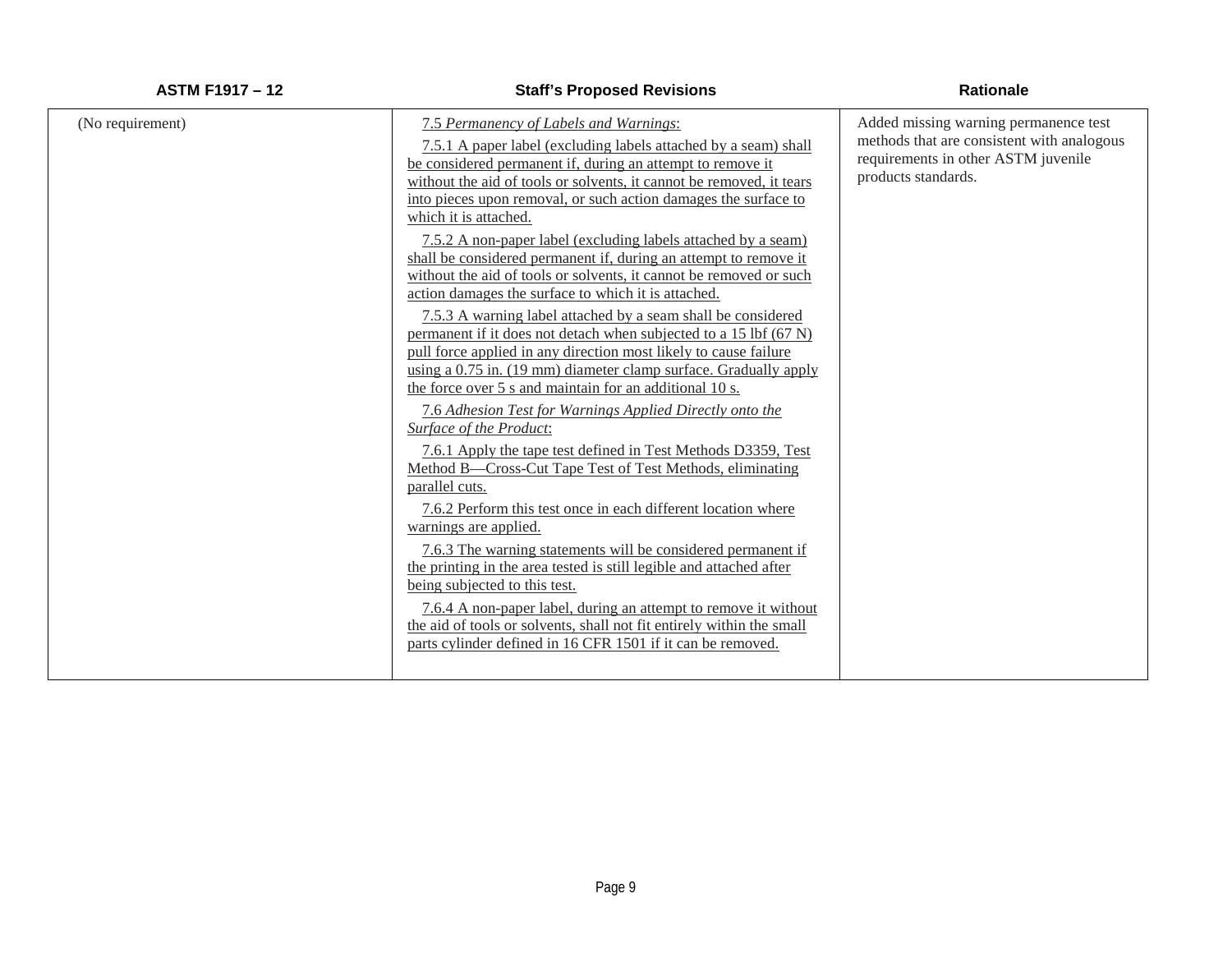| ASTM F1917 – 12 | Staff's Proposed Revisions | Rationale |
|---|---|---|
| (No requirement) | 7.5 *Permanency of Labels and Warnings*:<br><br>7.5.1 A paper label (excluding labels attached by a seam) shall be considered permanent if, during an attempt to remove it without the aid of tools or solvents, it cannot be removed, it tears into pieces upon removal, or such action damages the surface to which it is attached.<br><br>7.5.2 A non-paper label (excluding labels attached by a seam) shall be considered permanent if, during an attempt to remove it without the aid of tools or solvents, it cannot be removed or such action damages the surface to which it is attached.<br><br>7.5.3 A warning label attached by a seam shall be considered permanent if it does not detach when subjected to a 15 lbf (67 N) pull force applied in any direction most likely to cause failure using a 0.75 in. (19 mm) diameter clamp surface. Gradually apply the force over 5 s and maintain for an additional 10 s.<br><br>7.6 *Adhesion Test for Warnings Applied Directly onto the Surface of the Product*:<br><br>7.6.1 Apply the tape test defined in Test Methods D3359, Test Method B—Cross-Cut Tape Test of Test Methods, eliminating parallel cuts.<br><br>7.6.2 Perform this test once in each different location where warnings are applied.<br><br>7.6.3 The warning statements will be considered permanent if the printing in the area tested is still legible and attached after being subjected to this test.<br><br>7.6.4 A non-paper label, during an attempt to remove it without the aid of tools or solvents, shall not fit entirely within the small parts cylinder defined in 16 CFR 1501 if it can be removed. | Added missing warning permanence test methods that are consistent with analogous requirements in other ASTM juvenile products standards. |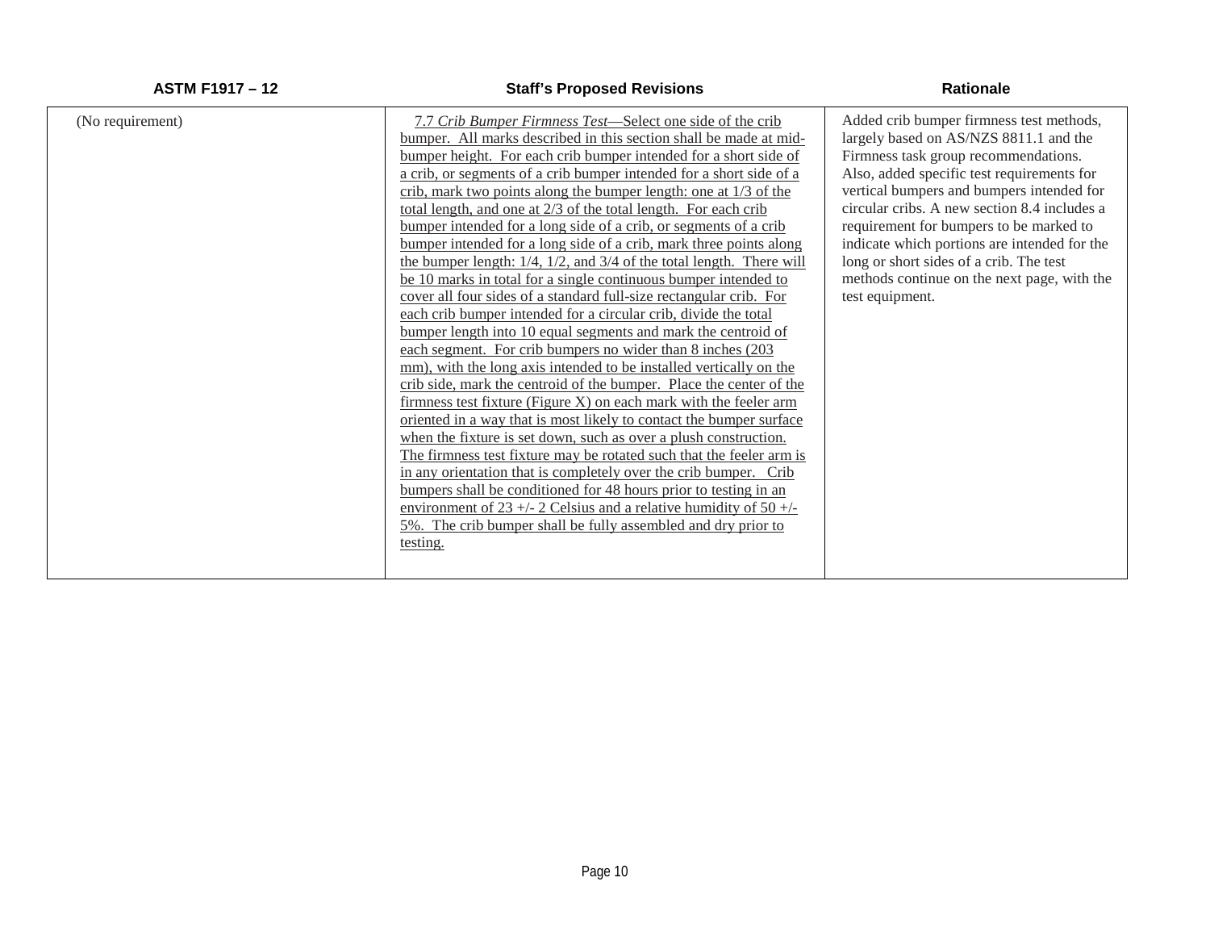| ASTM F1917 – 12 | Staff's Proposed Revisions | Rationale |
|---|---|---|
| (No requirement) | 7.7 *Crib Bumper Firmness Test*—Select one side of the crib bumper. All marks described in this section shall be made at mid-bumper height. For each crib bumper intended for a short side of a crib, or segments of a crib bumper intended for a short side of a crib, mark two points along the bumper length: one at 1/3 of the total length, and one at 2/3 of the total length. For each crib bumper intended for a long side of a crib, or segments of a crib bumper intended for a long side of a crib, mark three points along the bumper length: 1/4, 1/2, and 3/4 of the total length. There will be 10 marks in total for a single continuous bumper intended to cover all four sides of a standard full-size rectangular crib. For each crib bumper intended for a circular crib, divide the total bumper length into 10 equal segments and mark the centroid of each segment. For crib bumpers no wider than 8 inches (203 mm), with the long axis intended to be installed vertically on the crib side, mark the centroid of the bumper. Place the center of the firmness test fixture (Figure X) on each mark with the feeler arm oriented in a way that is most likely to contact the bumper surface when the fixture is set down, such as over a plush construction. The firmness test fixture may be rotated such that the feeler arm is in any orientation that is completely over the crib bumper. Crib bumpers shall be conditioned for 48 hours prior to testing in an environment of 23 +/- 2 Celsius and a relative humidity of 50 +/- 5%. The crib bumper shall be fully assembled and dry prior to testing. | Added crib bumper firmness test methods, largely based on AS/NZS 8811.1 and the Firmness task group recommendations. Also, added specific test requirements for vertical bumpers and bumpers intended for circular cribs. A new section 8.4 includes a requirement for bumpers to be marked to indicate which portions are intended for the long or short sides of a crib. The test methods continue on the next page, with the test equipment. |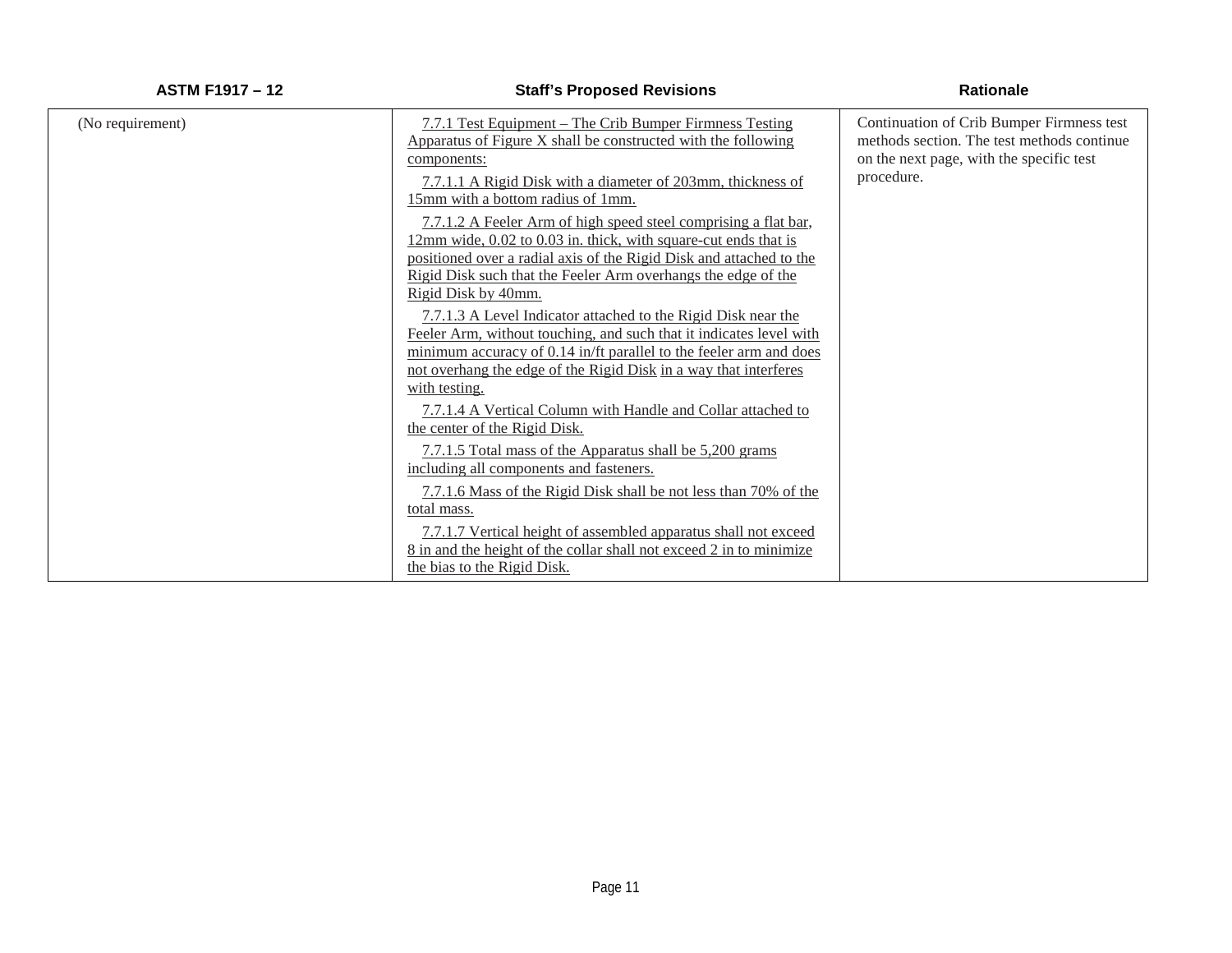| ASTM F1917 – 12 | Staff's Proposed Revisions | Rationale |
| --- | --- | --- |
| (No requirement) | 7.7.1 Test Equipment – The Crib Bumper Firmness Testing Apparatus of Figure X shall be constructed with the following components:<br><br>7.7.1.1 A Rigid Disk with a diameter of 203mm, thickness of 15mm with a bottom radius of 1mm.<br><br>7.7.1.2 A Feeler Arm of high speed steel comprising a flat bar, 12mm wide, 0.02 to 0.03 in. thick, with square-cut ends that is positioned over a radial axis of the Rigid Disk and attached to the Rigid Disk such that the Feeler Arm overhangs the edge of the Rigid Disk by 40mm.<br><br>7.7.1.3 A Level Indicator attached to the Rigid Disk near the Feeler Arm, without touching, and such that it indicates level with minimum accuracy of 0.14 in/ft parallel to the feeler arm and does not overhang the edge of the Rigid Disk in a way that interferes with testing.<br><br>7.7.1.4 A Vertical Column with Handle and Collar attached to the center of the Rigid Disk.<br><br>7.7.1.5 Total mass of the Apparatus shall be 5,200 grams including all components and fasteners.<br><br>7.7.1.6 Mass of the Rigid Disk shall be not less than 70% of the total mass.<br><br>7.7.1.7 Vertical height of assembled apparatus shall not exceed 8 in and the height of the collar shall not exceed 2 in to minimize the bias to the Rigid Disk. | Continuation of Crib Bumper Firmness test methods section. The test methods continue on the next page, with the specific test procedure. |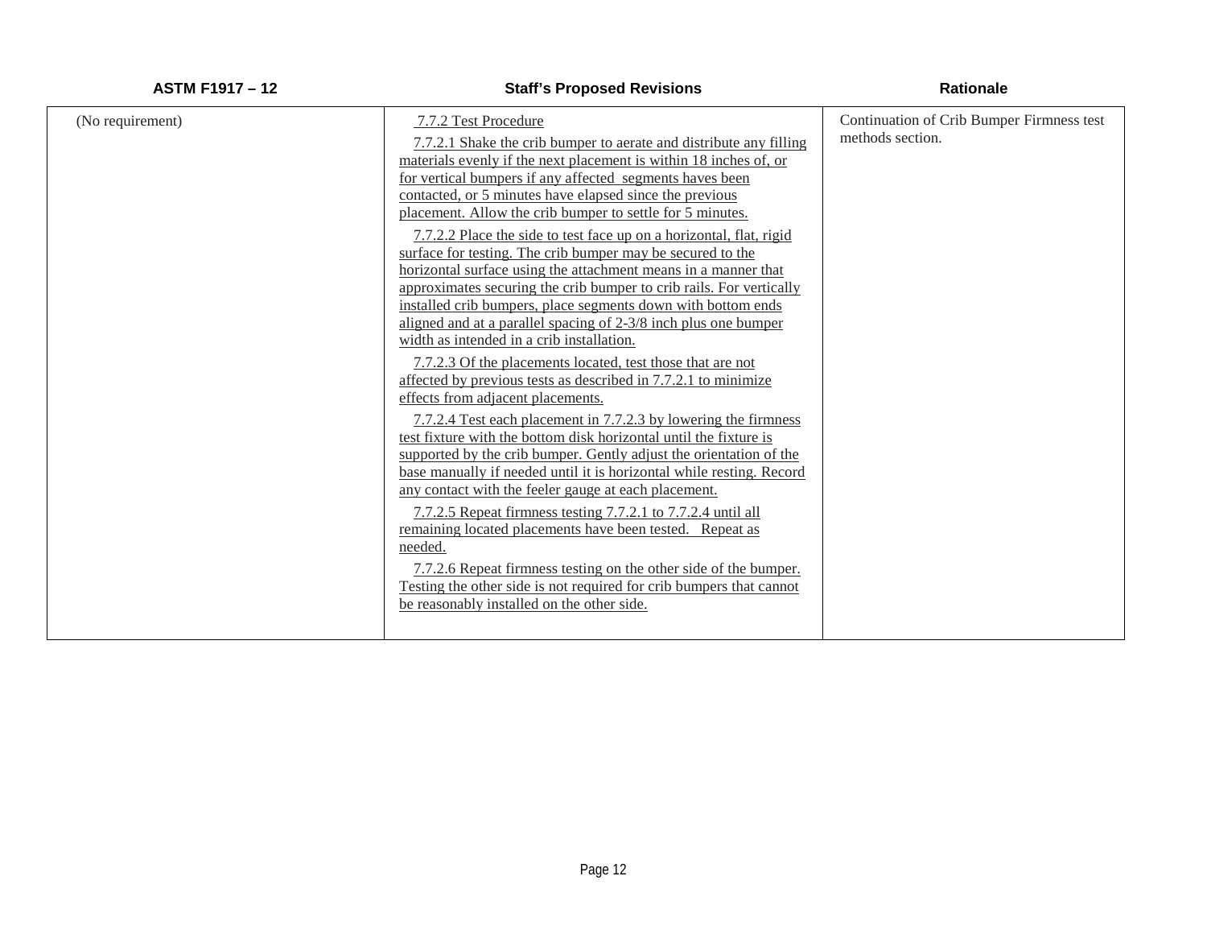| ASTM F1917 – 12 | Staff's Proposed Revisions | Rationale |
|---|---|---|
| (No requirement) | 7.7.2 Test Procedure<br><br>7.7.2.1 Shake the crib bumper to aerate and distribute any filling materials evenly if the next placement is within 18 inches of, or for vertical bumpers if any affected segments haves been contacted, or 5 minutes have elapsed since the previous placement. Allow the crib bumper to settle for 5 minutes.<br><br>7.7.2.2 Place the side to test face up on a horizontal, flat, rigid surface for testing. The crib bumper may be secured to the horizontal surface using the attachment means in a manner that approximates securing the crib bumper to crib rails. For vertically installed crib bumpers, place segments down with bottom ends aligned and at a parallel spacing of 2-3/8 inch plus one bumper width as intended in a crib installation.<br><br>7.7.2.3 Of the placements located, test those that are not affected by previous tests as described in 7.7.2.1 to minimize effects from adjacent placements.<br><br>7.7.2.4 Test each placement in 7.7.2.3 by lowering the firmness test fixture with the bottom disk horizontal until the fixture is supported by the crib bumper. Gently adjust the orientation of the base manually if needed until it is horizontal while resting. Record any contact with the feeler gauge at each placement.<br><br>7.7.2.5 Repeat firmness testing 7.7.2.1 to 7.7.2.4 until all remaining located placements have been tested. Repeat as needed.<br><br>7.7.2.6 Repeat firmness testing on the other side of the bumper. Testing the other side is not required for crib bumpers that cannot be reasonably installed on the other side. | Continuation of Crib Bumper Firmness test methods section. |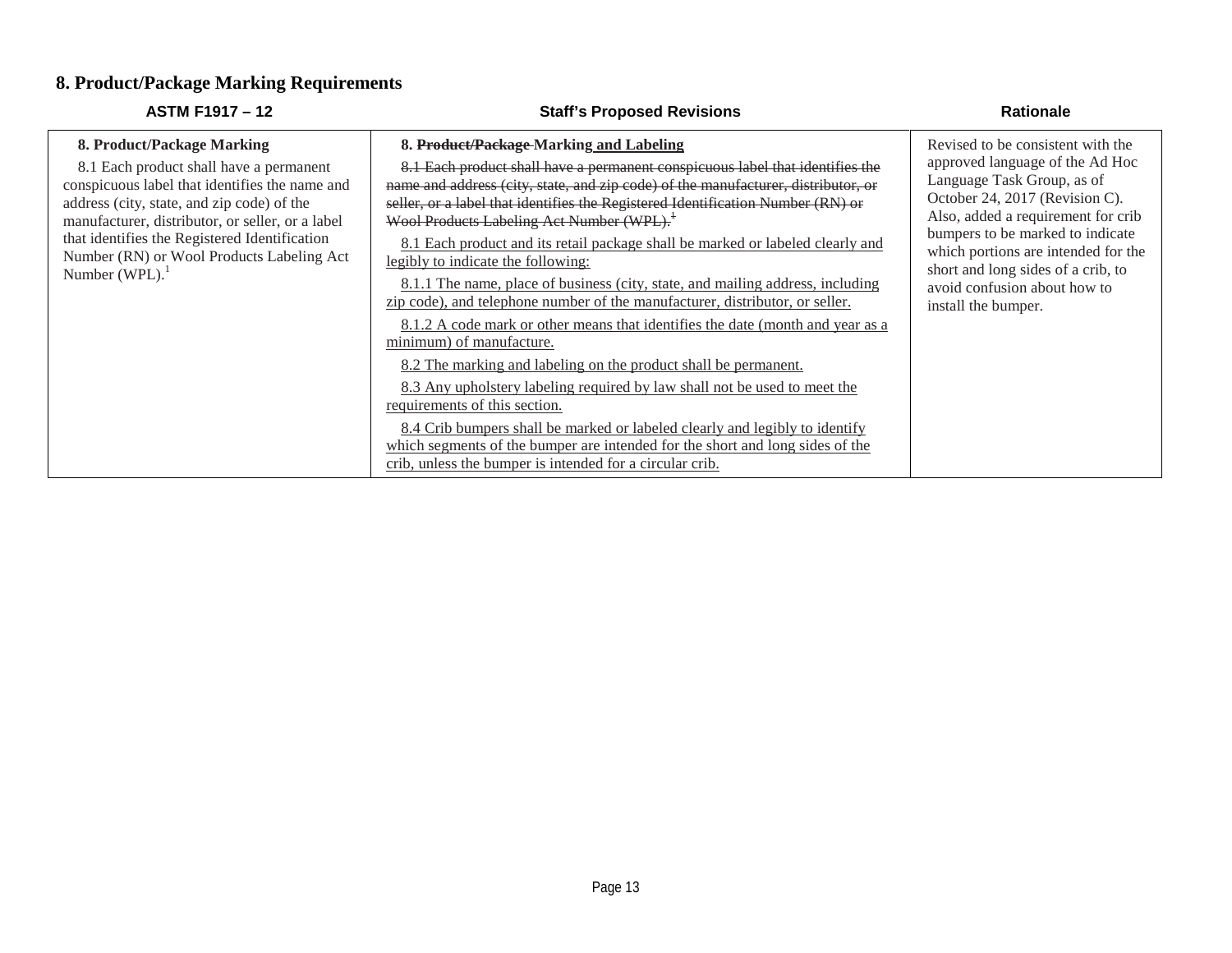## 8. Product/Package Marking Requirements

| ASTM F1917 – 12 | Staff's Proposed Revisions | Rationale |
|---|---|---|
| **8. Product/Package Marking**<br><br>8.1 Each product shall have a permanent conspicuous label that identifies the name and address (city, state, and zip code) of the manufacturer, distributor, or seller, or a label that identifies the Registered Identification Number (RN) or Wool Products Labeling Act Number (WPL).[1] | **8. ~~Product/Package~~ Marking <u>and Labeling</u>**<br><br>~~8.1 Each product shall have a permanent conspicuous label that identifies the name and address (city, state, and zip code) of the manufacturer, distributor, or seller, or a label that identifies the Registered Identification Number (RN) or Wool Products Labeling Act Number (WPL).[1]~~<br><br><u>8.1 Each product and its retail package shall be marked or labeled clearly and legibly to indicate the following:</u><br><br><u>8.1.1 The name, place of business (city, state, and mailing address, including zip code), and telephone number of the manufacturer, distributor, or seller.</u><br><br><u>8.1.2 A code mark or other means that identifies the date (month and year as a minimum) of manufacture.</u><br><br><u>8.2 The marking and labeling on the product shall be permanent.</u><br><br><u>8.3 Any upholstery labeling required by law shall not be used to meet the requirements of this section.</u><br><br><u>8.4 Crib bumpers shall be marked or labeled clearly and legibly to identify which segments of the bumper are intended for the short and long sides of the crib, unless the bumper is intended for a circular crib.</u> | Revised to be consistent with the approved language of the Ad Hoc Language Task Group, as of October 24, 2017 (Revision C). Also, added a requirement for crib bumpers to be marked to indicate which portions are intended for the short and long sides of a crib, to avoid confusion about how to install the bumper. |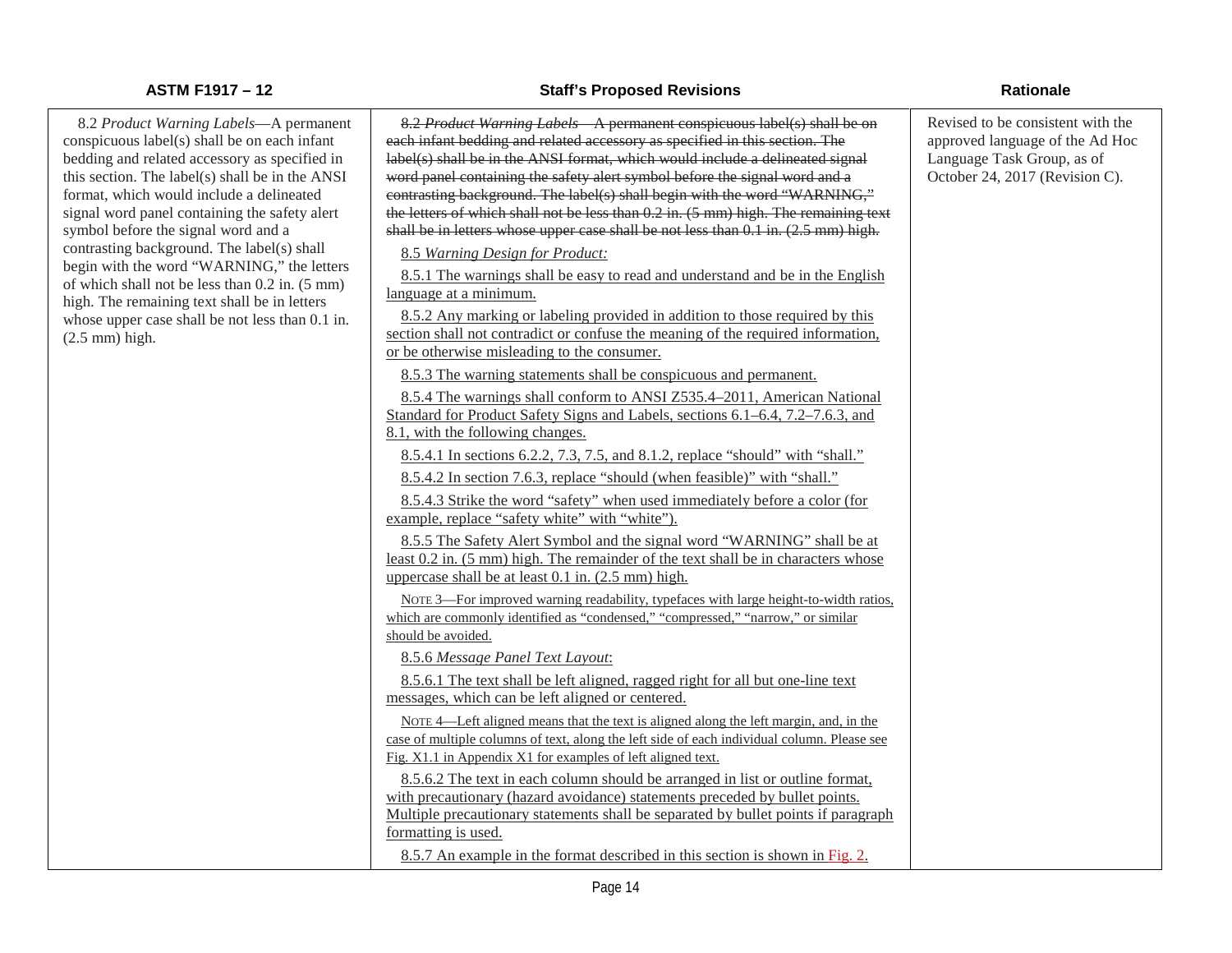| ASTM F1917 – 12 | Staff's Proposed Revisions | Rationale |
|---|---|---|
| 8.2 *Product Warning Labels*—A permanent conspicuous label(s) shall be on each infant bedding and related accessory as specified in this section. The label(s) shall be in the ANSI format, which would include a delineated signal word panel containing the safety alert symbol before the signal word and a contrasting background. The label(s) shall begin with the word "WARNING," the letters of which shall not be less than 0.2 in. (5 mm) high. The remaining text shall be in letters whose upper case shall be not less than 0.1 in. (2.5 mm) high. | ~~8.2 *Product Warning Labels*—A permanent conspicuous label(s) shall be on each infant bedding and related accessory as specified in this section. The label(s) shall be in the ANSI format, which would include a delineated signal word panel containing the safety alert symbol before the signal word and a contrasting background. The label(s) shall begin with the word "WARNING," the letters of which shall not be less than 0.2 in. (5 mm) high. The remaining text shall be in letters whose upper case shall be not less than 0.1 in. (2.5 mm) high.~~<br><br><u>8.5 *Warning Design for Product:*</u><br><br><u>8.5.1 The warnings shall be easy to read and understand and be in the English language at a minimum.</u><br><br><u>8.5.2 Any marking or labeling provided in addition to those required by this section shall not contradict or confuse the meaning of the required information, or be otherwise misleading to the consumer.</u><br><br><u>8.5.3 The warning statements shall be conspicuous and permanent.</u><br><br><u>8.5.4 The warnings shall conform to ANSI Z535.4–2011, American National Standard for Product Safety Signs and Labels, sections 6.1–6.4, 7.2–7.6.3, and 8.1, with the following changes.</u><br><br><u>8.5.4.1 In sections 6.2.2, 7.3, 7.5, and 8.1.2, replace "should" with "shall."</u><br><br><u>8.5.4.2 In section 7.6.3, replace "should (when feasible)" with "shall."</u><br><br><u>8.5.4.3 Strike the word "safety" when used immediately before a color (for example, replace "safety white" with "white").</u><br><br><u>8.5.5 The Safety Alert Symbol and the signal word "WARNING" shall be at least 0.2 in. (5 mm) high. The remainder of the text shall be in characters whose uppercase shall be at least 0.1 in. (2.5 mm) high.</u><br><br><u>NOTE 3—For improved warning readability, typefaces with large height-to-width ratios, which are commonly identified as "condensed," "compressed," "narrow," or similar should be avoided.</u><br><br><u>8.5.6 *Message Panel Text Layout*:</u><br><br><u>8.5.6.1 The text shall be left aligned, ragged right for all but one-line text messages, which can be left aligned or centered.</u><br><br><u>NOTE 4—Left aligned means that the text is aligned along the left margin, and, in the case of multiple columns of text, along the left side of each individual column. Please see Fig. X1.1 in Appendix X1 for examples of left aligned text.</u><br><br><u>8.5.6.2 The text in each column should be arranged in list or outline format, with precautionary (hazard avoidance) statements preceded by bullet points. Multiple precautionary statements shall be separated by bullet points if paragraph formatting is used.</u><br><br><u>8.5.7 An example in the format described in this section is shown in Fig. 2.</u> | Revised to be consistent with the approved language of the Ad Hoc Language Task Group, as of October 24, 2017 (Revision C). |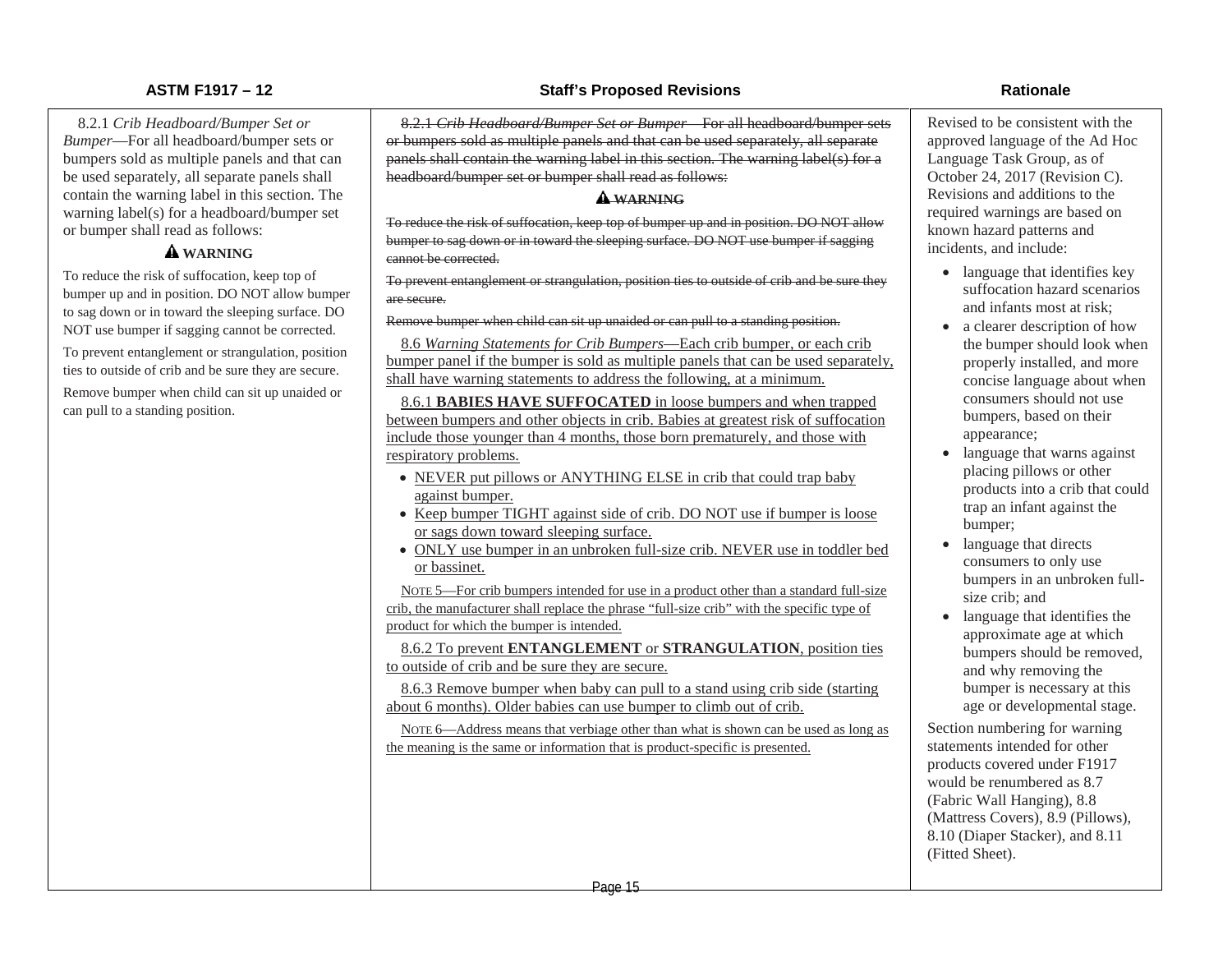| ASTM F1917 – 12 | Staff's Proposed Revisions | Rationale |
| --- | --- | --- |
| 8.2.1 *Crib Headboard/Bumper Set or Bumper*—For all headboard/bumper sets or bumpers sold as multiple panels and that can be used separately, all separate panels shall contain the warning label in this section. The warning label(s) for a headboard/bumper set or bumper shall read as follows:<br><br>**⚠ WARNING**<br><br>To reduce the risk of suffocation, keep top of bumper up and in position. DO NOT allow bumper to sag down or in toward the sleeping surface. DO NOT use bumper if sagging cannot be corrected.<br><br>To prevent entanglement or strangulation, position ties to outside of crib and be sure they are secure.<br><br>Remove bumper when child can sit up unaided or can pull to a standing position. | ~~8.2.1 *Crib Headboard/Bumper Set or Bumper*—For all headboard/bumper sets or bumpers sold as multiple panels and that can be used separately, all separate panels shall contain the warning label in this section. The warning label(s) for a headboard/bumper set or bumper shall read as follows:~~<br><br>~~**⚠ WARNING**~~<br><br>~~To reduce the risk of suffocation, keep top of bumper up and in position. DO NOT allow bumper to sag down or in toward the sleeping surface. DO NOT use bumper if sagging cannot be corrected.~~<br><br>~~To prevent entanglement or strangulation, position ties to outside of crib and be sure they are secure.~~<br><br>~~Remove bumper when child can sit up unaided or can pull to a standing position.~~<br><br><u>8.6 *Warning Statements for Crib Bumpers*—Each crib bumper, or each crib bumper panel if the bumper is sold as multiple panels that can be used separately, shall have warning statements to address the following, at a minimum.</u><br><br><u>8.6.1 **BABIES HAVE SUFFOCATED** in loose bumpers and when trapped between bumpers and other objects in crib. Babies at greatest risk of suffocation include those younger than 4 months, those born prematurely, and those with respiratory problems.</u><br>• <u>NEVER put pillows or ANYTHING ELSE in crib that could trap baby against bumper.</u><br>• <u>Keep bumper TIGHT against side of crib. DO NOT use if bumper is loose or sags down toward sleeping surface.</u><br>• <u>ONLY use bumper in an unbroken full-size crib. NEVER use in toddler bed or bassinet.</u><br><br><u>NOTE 5—For crib bumpers intended for use in a product other than a standard full-size crib, the manufacturer shall replace the phrase "full-size crib" with the specific type of product for which the bumper is intended.</u><br><br><u>8.6.2 To prevent **ENTANGLEMENT** or **STRANGULATION**, position ties to outside of crib and be sure they are secure.</u><br><br><u>8.6.3 Remove bumper when baby can pull to a stand using crib side (starting about 6 months). Older babies can use bumper to climb out of crib.</u><br><br><u>NOTE 6—Address means that verbiage other than what is shown can be used as long as the meaning is the same or information that is product-specific is presented.</u> | Revised to be consistent with the approved language of the Ad Hoc Language Task Group, as of October 24, 2017 (Revision C). Revisions and additions to the required warnings are based on known hazard patterns and incidents, and include:<br>• language that identifies key suffocation hazard scenarios and infants most at risk;<br>• a clearer description of how the bumper should look when properly installed, and more concise language about when consumers should not use bumpers, based on their appearance;<br>• language that warns against placing pillows or other products into a crib that could trap an infant against the bumper;<br>• language that directs consumers to only use bumpers in an unbroken full-size crib; and<br>• language that identifies the approximate age at which bumpers should be removed, and why removing the bumper is necessary at this age or developmental stage.<br><br>Section numbering for warning statements intended for other products covered under F1917 would be renumbered as 8.7 (Fabric Wall Hanging), 8.8 (Mattress Covers), 8.9 (Pillows), 8.10 (Diaper Stacker), and 8.11 (Fitted Sheet). |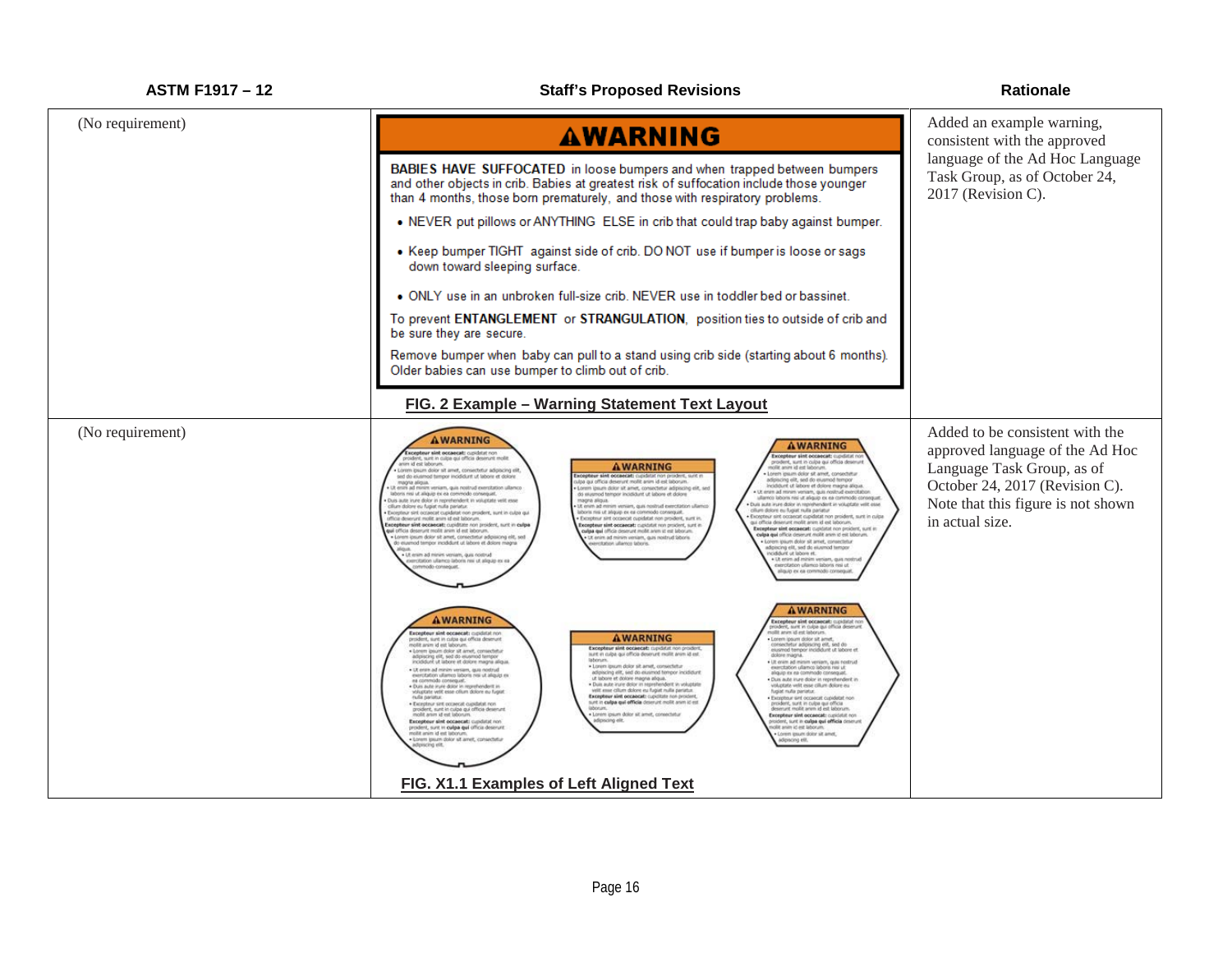| ASTM F1917 – 12 | Staff's Proposed Revisions | Rationale |
|---|---|---|
| (No requirement) | **⚠WARNING**<br><br>**BABIES HAVE SUFFOCATED** in loose bumpers and when trapped between bumpers and other objects in crib. Babies at greatest risk of suffocation include those younger than 4 months, those born prematurely, and those with respiratory problems.<br><br>• NEVER put pillows or ANYTHING ELSE in crib that could trap baby against bumper.<br><br>• Keep bumper TIGHT against side of crib. DO NOT use if bumper is loose or sags down toward sleeping surface.<br><br>• ONLY use in an unbroken full-size crib. NEVER use in toddler bed or bassinet.<br><br>To prevent **ENTANGLEMENT** or **STRANGULATION**, position ties to outside of crib and be sure they are secure.<br><br>Remove bumper when baby can pull to a stand using crib side (starting about 6 months). Older babies can use bumper to climb out of crib.<br><br>FIG. 2 Example – Warning Statement Text Layout | Added an example warning, consistent with the approved language of the Ad Hoc Language Task Group, as of October 24, 2017 (Revision C). |
| (No requirement) | FIG. X1.1 Examples of Left Aligned Text | Added to be consistent with the approved language of the Ad Hoc Language Task Group, as of October 24, 2017 (Revision C). Note that this figure is not shown in actual size. |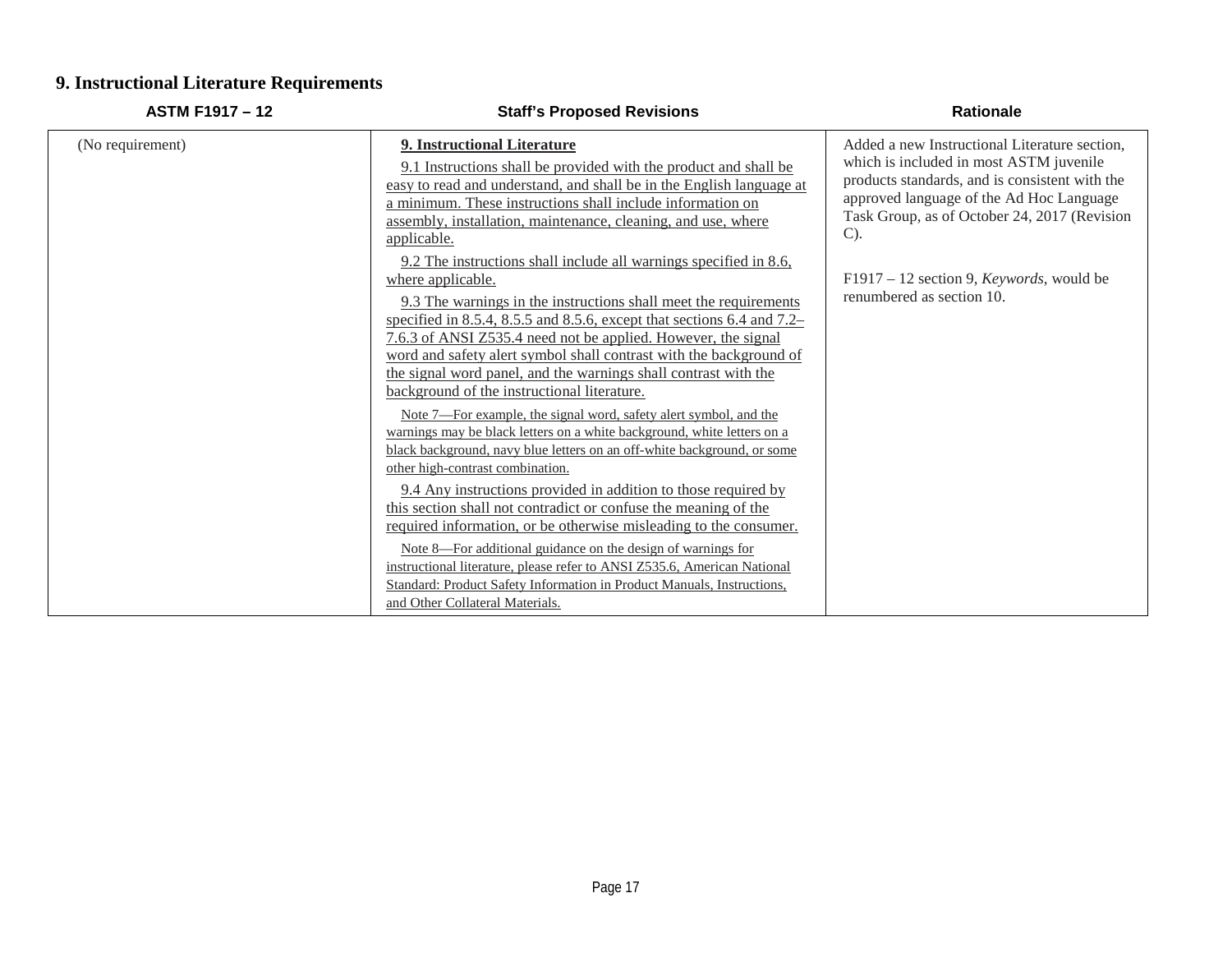## 9. Instructional Literature Requirements

| ASTM F1917 – 12 | Staff's Proposed Revisions | Rationale |
| --- | --- | --- |
| (No requirement) | **9. Instructional Literature**<br><br>9.1 Instructions shall be provided with the product and shall be easy to read and understand, and shall be in the English language at a minimum. These instructions shall include information on assembly, installation, maintenance, cleaning, and use, where applicable.<br><br>9.2 The instructions shall include all warnings specified in 8.6, where applicable.<br><br>9.3 The warnings in the instructions shall meet the requirements specified in 8.5.4, 8.5.5 and 8.5.6, except that sections 6.4 and 7.2–7.6.3 of ANSI Z535.4 need not be applied. However, the signal word and safety alert symbol shall contrast with the background of the signal word panel, and the warnings shall contrast with the background of the instructional literature.<br><br>Note 7—For example, the signal word, safety alert symbol, and the warnings may be black letters on a white background, white letters on a black background, navy blue letters on an off-white background, or some other high-contrast combination.<br><br>9.4 Any instructions provided in addition to those required by this section shall not contradict or confuse the meaning of the required information, or be otherwise misleading to the consumer.<br><br>Note 8—For additional guidance on the design of warnings for instructional literature, please refer to ANSI Z535.6, American National Standard: Product Safety Information in Product Manuals, Instructions, and Other Collateral Materials. | Added a new Instructional Literature section, which is included in most ASTM juvenile products standards, and is consistent with the approved language of the Ad Hoc Language Task Group, as of October 24, 2017 (Revision C).<br><br>F1917 – 12 section 9, *Keywords*, would be renumbered as section 10. |